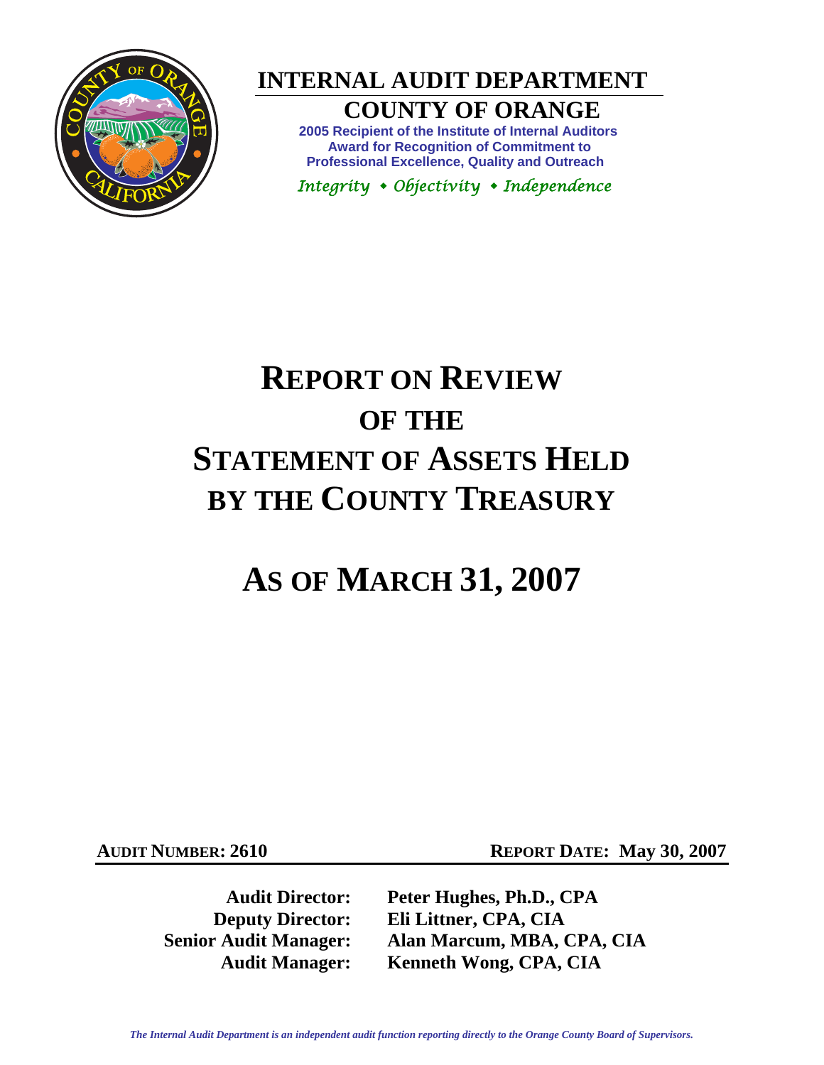# INTERNAL AUDIT DEPARTMENT

## COUNTY OF ORANGE

**2005 Recipient of the Institute of Internal Auditors Award for Recognition of Commitment to Professional Excellence, Quality and Outreach**

*Integrity • Objectivity • Independence*

# REPORT ON REVIEW OF THE STATEMENT OF ASSETS HELD BY THE COUNTY TREASURY

# AS OF MARCH 31, 2007

**AUDIT NUMBER: 2610** **REPORT DATE: May 30, 2007**

| | |
|---|---|
| **Audit Director:** | **Peter Hughes, Ph.D., CPA** |
| **Deputy Director:** | **Eli Littner, CPA, CIA** |
| **Senior Audit Manager:** | **Alan Marcum, MBA, CPA, CIA** |
| **Audit Manager:** | **Kenneth Wong, CPA, CIA** |

*The Internal Audit Department is an independent audit function reporting directly to the Orange County Board of Supervisors.*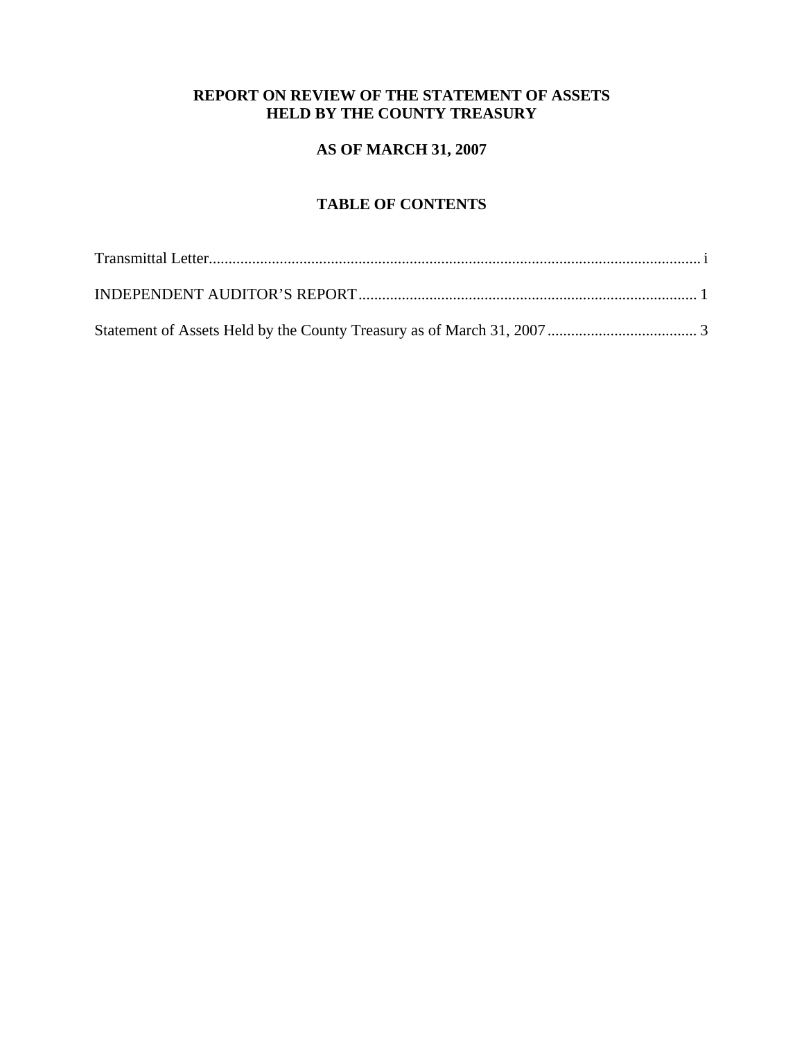# REPORT ON REVIEW OF THE STATEMENT OF ASSETS HELD BY THE COUNTY TREASURY

## AS OF MARCH 31, 2007

## TABLE OF CONTENTS

Transmittal Letter............................................................................................................................ i

INDEPENDENT AUDITOR'S REPORT..................................................................................... 1

Statement of Assets Held by the County Treasury as of March 31, 2007...................................... 3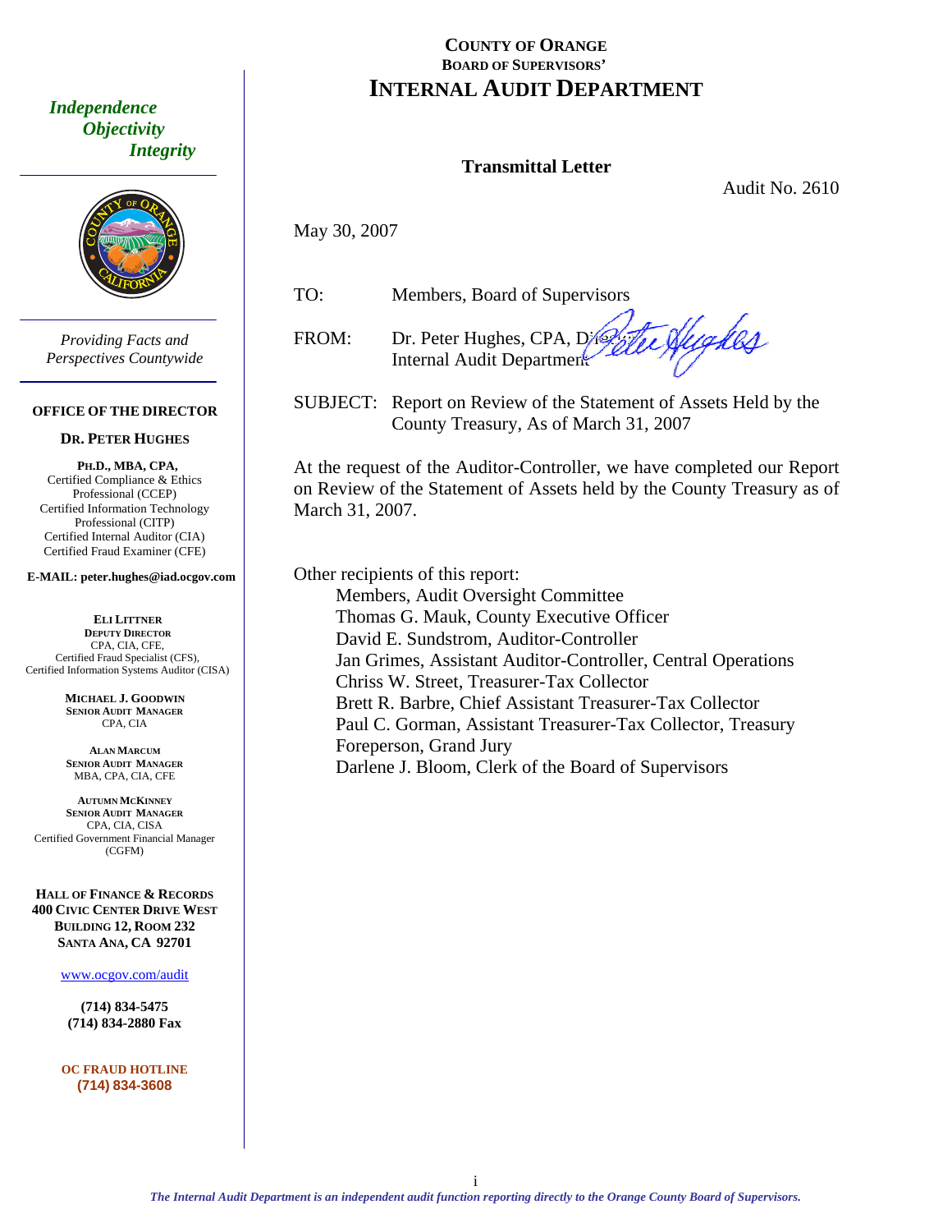# COUNTY OF ORANGE
## BOARD OF SUPERVISORS'
# INTERNAL AUDIT DEPARTMENT

*Independence*
*Objectivity*
*Integrity*

*Providing Facts and Perspectives Countywide*

**OFFICE OF THE DIRECTOR**

**DR. PETER HUGHES**

**PH.D., MBA, CPA,**
Certified Compliance & Ethics Professional (CCEP)
Certified Information Technology Professional (CITP)
Certified Internal Auditor (CIA)
Certified Fraud Examiner (CFE)

**E-MAIL: peter.hughes@iad.ocgov.com**

**ELI LITTNER**
**DEPUTY DIRECTOR**
CPA, CIA, CFE,
Certified Fraud Specialist (CFS),
Certified Information Systems Auditor (CISA)

**MICHAEL J. GOODWIN**
**SENIOR AUDIT MANAGER**
CPA, CIA

**ALAN MARCUM**
**SENIOR AUDIT MANAGER**
MBA, CPA, CIA, CFE

**AUTUMN MCKINNEY**
**SENIOR AUDIT MANAGER**
CPA, CIA, CISA
Certified Government Financial Manager (CGFM)

**HALL OF FINANCE & RECORDS**
**400 CIVIC CENTER DRIVE WEST**
**BUILDING 12, ROOM 232**
**SANTA ANA, CA 92701**

www.ocgov.com/audit

**(714) 834-5475**
**(714) 834-2880 Fax**

**OC FRAUD HOTLINE**
**(714) 834-3608**

---

**Transmittal Letter**

Audit No. 2610

May 30, 2007

TO: Members, Board of Supervisors

FROM: Dr. Peter Hughes, CPA, Director
Internal Audit Department

SUBJECT: Report on Review of the Statement of Assets Held by the County Treasury, As of March 31, 2007

At the request of the Auditor-Controller, we have completed our Report on Review of the Statement of Assets held by the County Treasury as of March 31, 2007.

Other recipients of this report:

- Members, Audit Oversight Committee
- Thomas G. Mauk, County Executive Officer
- David E. Sundstrom, Auditor-Controller
- Jan Grimes, Assistant Auditor-Controller, Central Operations
- Chriss W. Street, Treasurer-Tax Collector
- Brett R. Barbre, Chief Assistant Treasurer-Tax Collector
- Paul C. Gorman, Assistant Treasurer-Tax Collector, Treasury
- Foreperson, Grand Jury
- Darlene J. Bloom, Clerk of the Board of Supervisors

*The Internal Audit Department is an independent audit function reporting directly to the Orange County Board of Supervisors.*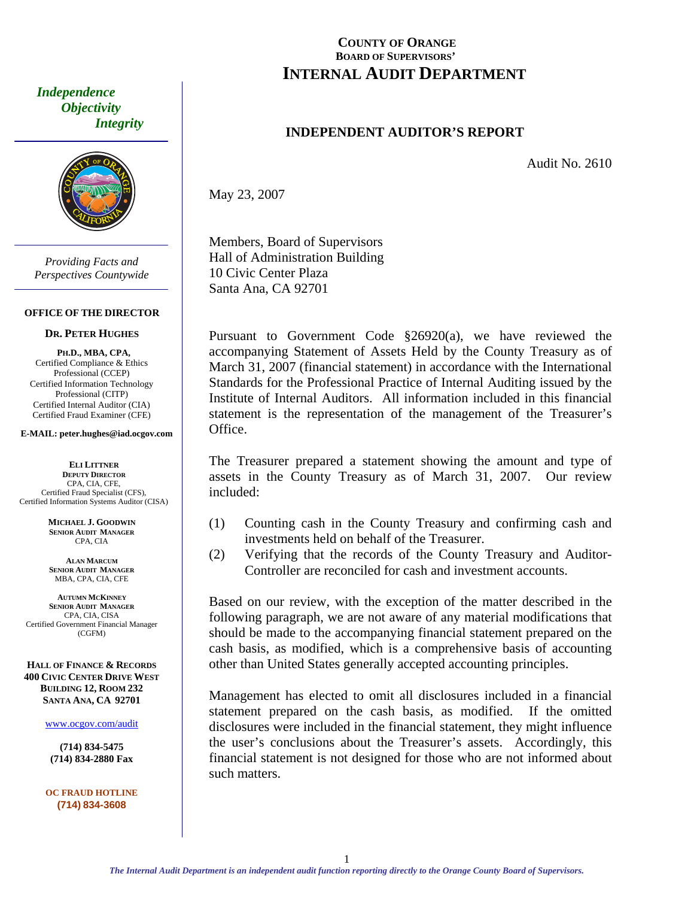# COUNTY OF ORANGE
## BOARD OF SUPERVISORS'
# INTERNAL AUDIT DEPARTMENT

*Independence*
*Objectivity*
*Integrity*

*Providing Facts and Perspectives Countywide*

**OFFICE OF THE DIRECTOR**

**DR. PETER HUGHES**

**PH.D., MBA, CPA,**
Certified Compliance & Ethics Professional (CCEP)
Certified Information Technology Professional (CITP)
Certified Internal Auditor (CIA)
Certified Fraud Examiner (CFE)

**E-MAIL: peter.hughes@iad.ocgov.com**

**ELI LITTNER**
**DEPUTY DIRECTOR**
CPA, CIA, CFE,
Certified Fraud Specialist (CFS),
Certified Information Systems Auditor (CISA)

**MICHAEL J. GOODWIN**
**SENIOR AUDIT MANAGER**
CPA, CIA

**ALAN MARCUM**
**SENIOR AUDIT MANAGER**
MBA, CPA, CIA, CFE

**AUTUMN MCKINNEY**
**SENIOR AUDIT MANAGER**
CPA, CIA, CISA
Certified Government Financial Manager (CGFM)

**HALL OF FINANCE & RECORDS**
**400 CIVIC CENTER DRIVE WEST**
**BUILDING 12, ROOM 232**
**SANTA ANA, CA 92701**

www.ocgov.com/audit

**(714) 834-5475**
**(714) 834-2880 Fax**

**OC FRAUD HOTLINE**
**(714) 834-3608**

---

## INDEPENDENT AUDITOR'S REPORT

Audit No. 2610

May 23, 2007

Members, Board of Supervisors
Hall of Administration Building
10 Civic Center Plaza
Santa Ana, CA 92701

Pursuant to Government Code §26920(a), we have reviewed the accompanying Statement of Assets Held by the County Treasury as of March 31, 2007 (financial statement) in accordance with the International Standards for the Professional Practice of Internal Auditing issued by the Institute of Internal Auditors. All information included in this financial statement is the representation of the management of the Treasurer's Office.

The Treasurer prepared a statement showing the amount and type of assets in the County Treasury as of March 31, 2007. Our review included:

(1) Counting cash in the County Treasury and confirming cash and investments held on behalf of the Treasurer.
(2) Verifying that the records of the County Treasury and Auditor-Controller are reconciled for cash and investment accounts.

Based on our review, with the exception of the matter described in the following paragraph, we are not aware of any material modifications that should be made to the accompanying financial statement prepared on the cash basis, as modified, which is a comprehensive basis of accounting other than United States generally accepted accounting principles.

Management has elected to omit all disclosures included in a financial statement prepared on the cash basis, as modified. If the omitted disclosures were included in the financial statement, they might influence the user's conclusions about the Treasurer's assets. Accordingly, this financial statement is not designed for those who are not informed about such matters.

*The Internal Audit Department is an independent audit function reporting directly to the Orange County Board of Supervisors.*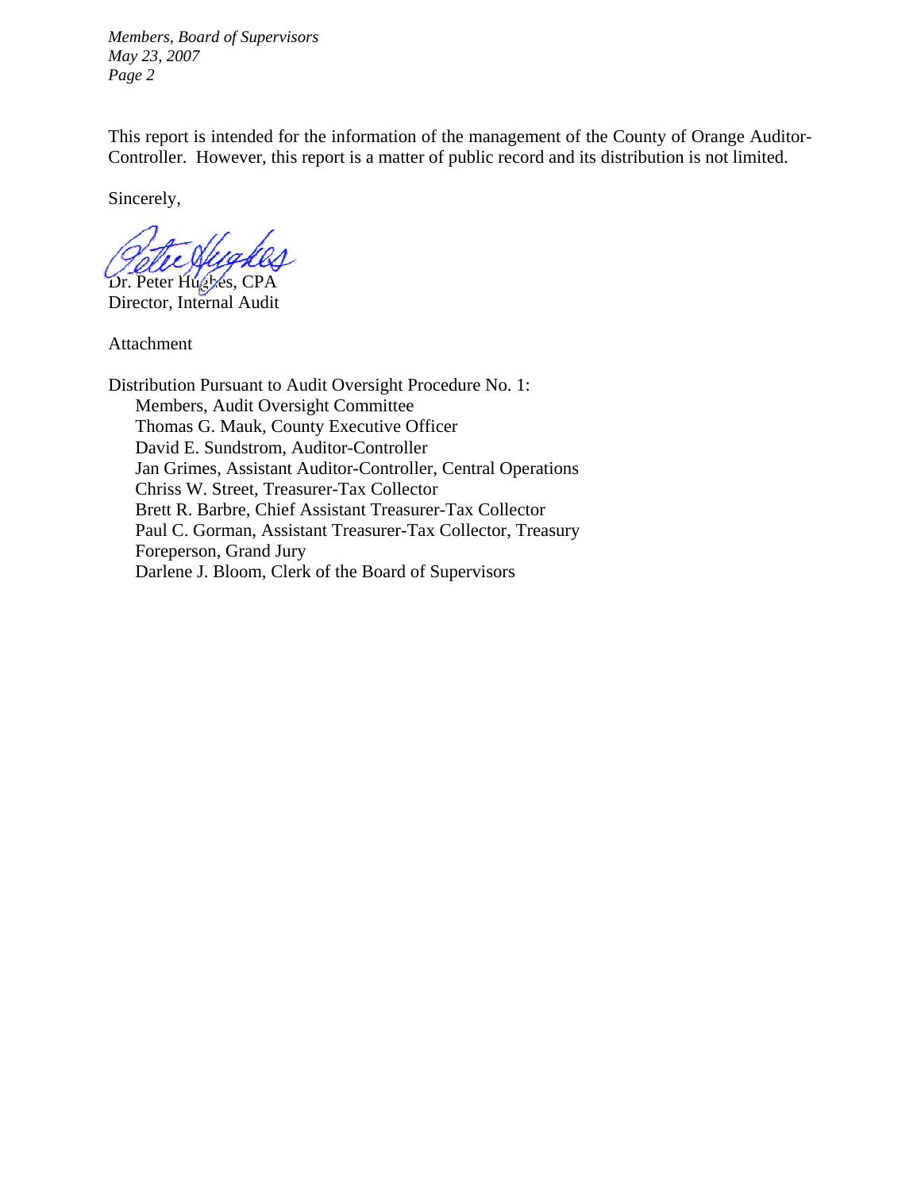This report is intended for the information of the management of the County of Orange Auditor-Controller. However, this report is a matter of public record and its distribution is not limited.

Sincerely,

Dr. Peter Hughes, CPA
Director, Internal Audit

Attachment

Distribution Pursuant to Audit Oversight Procedure No. 1:
- Members, Audit Oversight Committee
- Thomas G. Mauk, County Executive Officer
- David E. Sundstrom, Auditor-Controller
- Jan Grimes, Assistant Auditor-Controller, Central Operations
- Chriss W. Street, Treasurer-Tax Collector
- Brett R. Barbre, Chief Assistant Treasurer-Tax Collector
- Paul C. Gorman, Assistant Treasurer-Tax Collector, Treasury
- Foreperson, Grand Jury
- Darlene J. Bloom, Clerk of the Board of Supervisors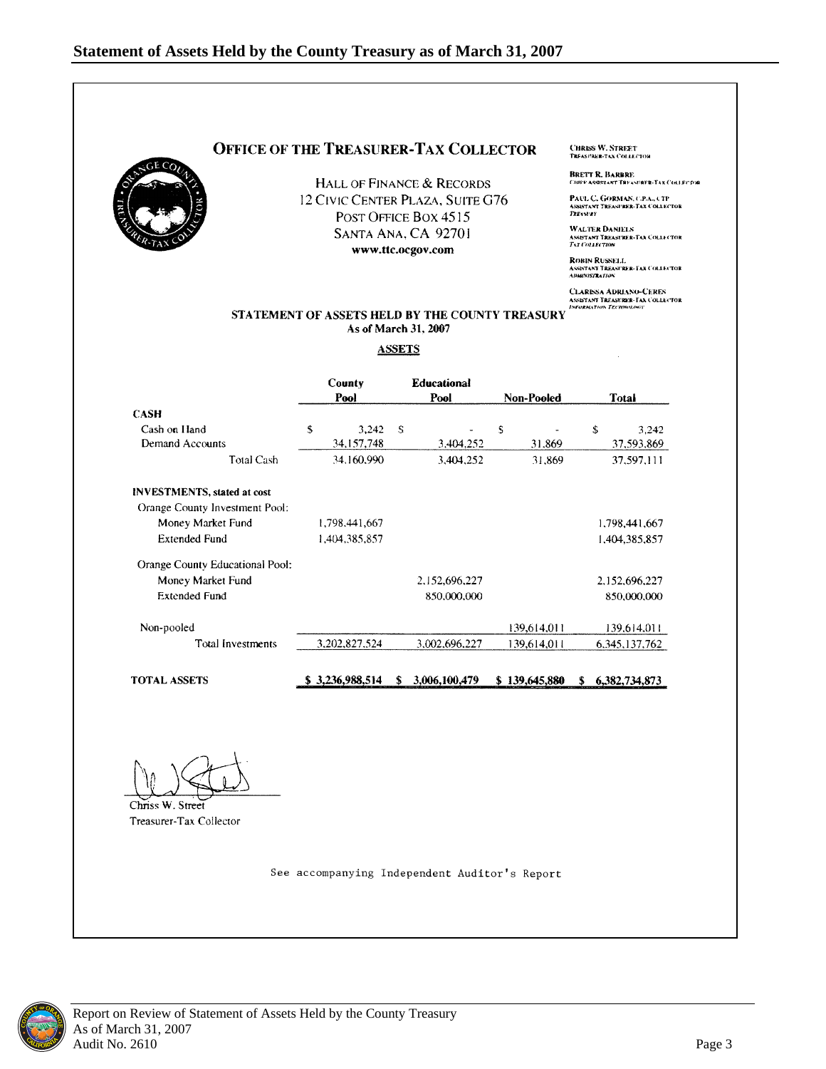## Statement of Assets Held by the County Treasury as of March 31, 2007

**OFFICE OF THE TREASURER-TAX COLLECTOR**

HALL OF FINANCE & RECORDS
12 CIVIC CENTER PLAZA, SUITE G76
POST OFFICE BOX 4515
SANTA ANA, CA 92701
**www.ttc.ocgov.com**

**CHRISS W. STREET**
TREASURER-TAX COLLECTOR

**BRETT R. BARBRE**
CHIEF ASSISTANT TREASURER-TAX COLLECTOR

**PAUL C. GORMAN, C.P.A., CTP**
ASSISTANT TREASURER-TAX COLLECTOR
*TREASURY*

**WALTER DANIELS**
ASSISTANT TREASURER-TAX COLLECTOR
*TAX COLLECTION*

**ROBIN RUSSELL**
ASSISTANT TREASURER-TAX COLLECTOR
*ADMINISTRATION*

**CLARISSA ADRIANO-CERES**
ASSISTANT TREASURER-TAX COLLECTOR
*INFORMATION TECHNOLOGY*

**STATEMENT OF ASSETS HELD BY THE COUNTY TREASURY**
**As of March 31, 2007**

**ASSETS**

| | County Pool | Educational Pool | Non-Pooled | Total |
|---|---|---|---|---|
| **CASH** | | | | |
| Cash on Hand | $ 3,242 | $ - | $ - | $ 3,242 |
| Demand Accounts | 34,157,748 | 3,404,252 | 31,869 | 37,593,869 |
| Total Cash | 34,160,990 | 3,404,252 | 31,869 | 37,597,111 |
| **INVESTMENTS, stated at cost** | | | | |
| Orange County Investment Pool: | | | | |
| Money Market Fund | 1,798,441,667 | | | 1,798,441,667 |
| Extended Fund | 1,404,385,857 | | | 1,404,385,857 |
| Orange County Educational Pool: | | | | |
| Money Market Fund | | 2,152,696,227 | | 2,152,696,227 |
| Extended Fund | | 850,000,000 | | 850,000,000 |
| Non-pooled | | | 139,614,011 | 139,614,011 |
| Total Investments | 3,202,827,524 | 3,002,696,227 | 139,614,011 | 6,345,137,762 |
| **TOTAL ASSETS** | **$ 3,236,988,514** | **$ 3,006,100,479** | **$ 139,645,880** | **$ 6,382,734,873** |

Chriss W. Street
Treasurer-Tax Collector

See accompanying Independent Auditor's Report